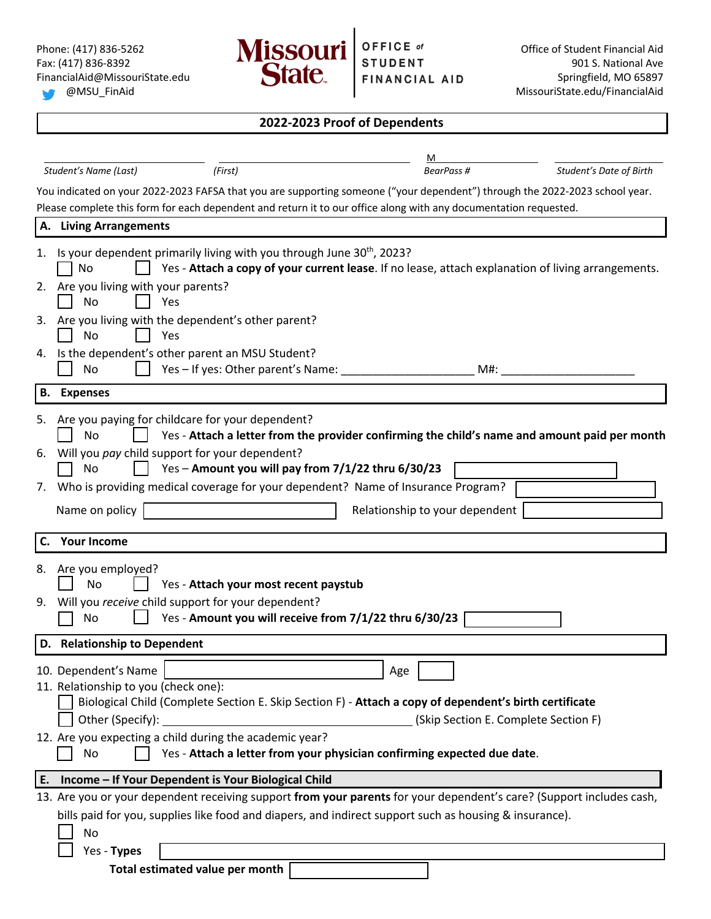Phone: (417) 836-5262
Fax: (417) 836-8392
FinancialAid@MissouriState.edu
@MSU_FinAid

**Missouri State** | OFFICE of STUDENT FINANCIAL AID

Office of Student Financial Aid
901 S. National Ave
Springfield, MO 65897
MissouriState.edu/FinancialAid

## 2022-2023 Proof of Dependents

| ____________ | ____________ | M____________ | ____________ |
|---|---|---|---|
| *Student's Name (Last)* | *(First)* | *BearPass #* | *Student's Date of Birth* |

You indicated on your 2022-2023 FAFSA that you are supporting someone ("your dependent") through the 2022-2023 school year. Please complete this form for each dependent and return it to our office along with any documentation requested.

### A. Living Arrangements

1. Is your dependent primarily living with you through June 30th, 2023?
   ☐ No ☐ Yes - **Attach a copy of your current lease**. If no lease, attach explanation of living arrangements.
2. Are you living with your parents?
   ☐ No ☐ Yes
3. Are you living with the dependent's other parent?
   ☐ No ☐ Yes
4. Is the dependent's other parent an MSU Student?
   ☐ No ☐ Yes – If yes: Other parent's Name: ____________________ M#: ____________________

### B. Expenses

5. Are you paying for childcare for your dependent?
   ☐ No ☐ Yes - **Attach a letter from the provider confirming the child's name and amount paid per month**
6. Will you *pay* child support for your dependent?
   ☐ No ☐ Yes – **Amount you will pay from 7/1/22 thru 6/30/23** ____________
7. Who is providing medical coverage for your dependent? Name of Insurance Program? ____________
   Name on policy ____________ Relationship to your dependent ____________

### C. Your Income

8. Are you employed?
   ☐ No ☐ Yes - **Attach your most recent paystub**
9. Will you *receive* child support for your dependent?
   ☐ No ☐ Yes - **Amount you will receive from 7/1/22 thru 6/30/23** ____________

### D. Relationship to Dependent

10. Dependent's Name ____________ Age ______
11. Relationship to you (check one):
    ☐ Biological Child (Complete Section E. Skip Section F) - **Attach a copy of dependent's birth certificate**
    ☐ Other (Specify): ____________________ (Skip Section E. Complete Section F)
12. Are you expecting a child during the academic year?
    ☐ No ☐ Yes - **Attach a letter from your physician confirming expected due date**.

### E. Income – If Your Dependent is Your Biological Child

13. Are you or your dependent receiving support **from your parents** for your dependent's care? (Support includes cash, bills paid for you, supplies like food and diapers, and indirect support such as housing & insurance).
    ☐ No
    ☐ Yes - **Types** ____________
    **Total estimated value per month** ____________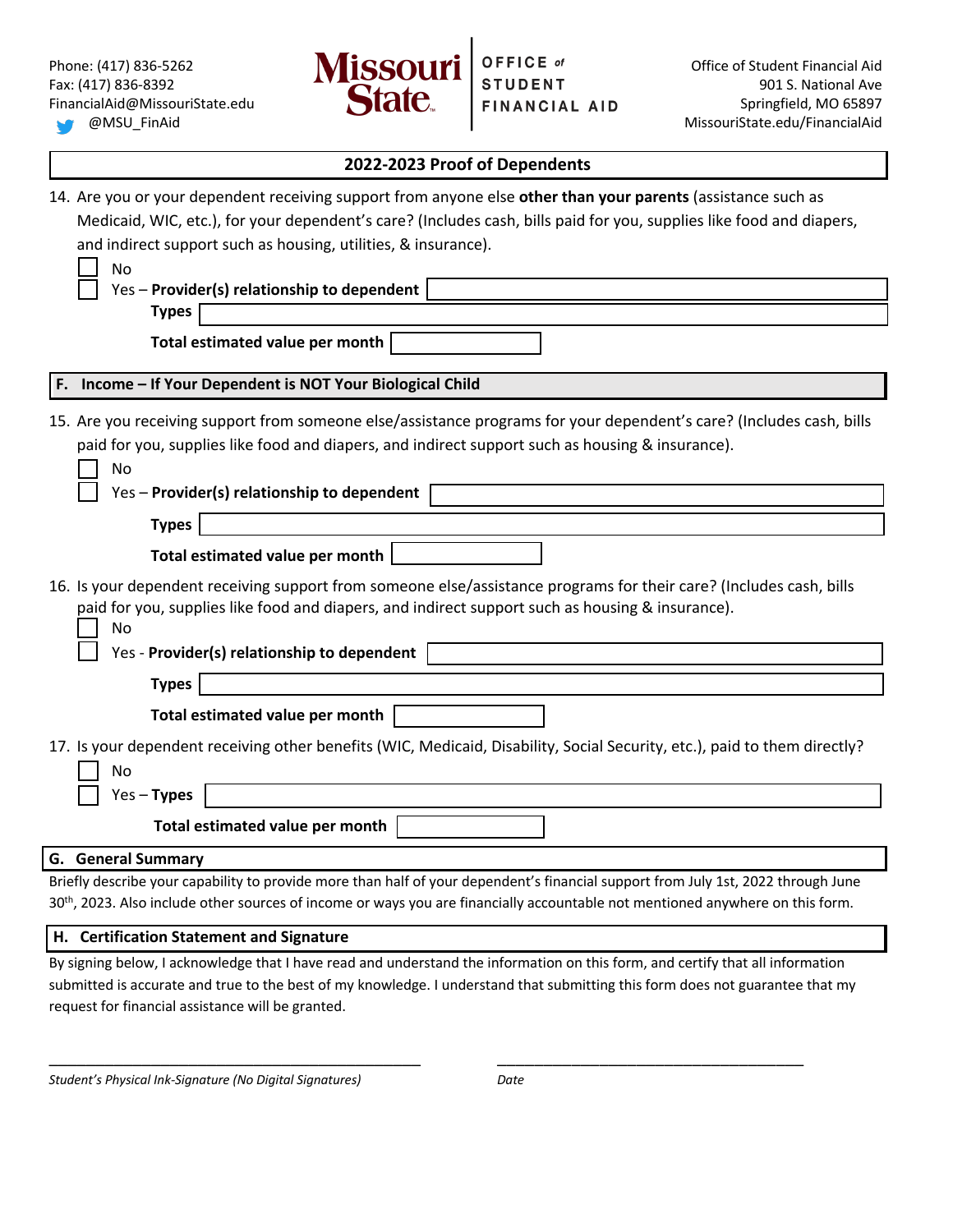Phone: (417) 836-5262
Fax: (417) 836-8392
FinancialAid@MissouriState.edu
@MSU_FinAid

Missouri State | OFFICE of STUDENT FINANCIAL AID

Office of Student Financial Aid
901 S. National Ave
Springfield, MO 65897
MissouriState.edu/FinancialAid

## 2022-2023 Proof of Dependents

14. Are you or your dependent receiving support from anyone else **other than your parents** (assistance such as Medicaid, WIC, etc.), for your dependent's care? (Includes cash, bills paid for you, supplies like food and diapers, and indirect support such as housing, utilities, & insurance).

    ☐ No
    ☐ Yes – **Provider(s) relationship to dependent** ______________________
    **Types** ______________________
    **Total estimated value per month** ______________________

## F. Income – If Your Dependent is NOT Your Biological Child

15. Are you receiving support from someone else/assistance programs for your dependent's care? (Includes cash, bills paid for you, supplies like food and diapers, and indirect support such as housing & insurance).

    ☐ No
    ☐ Yes – **Provider(s) relationship to dependent** ______________________
    **Types** ______________________
    **Total estimated value per month** ______________________

16. Is your dependent receiving support from someone else/assistance programs for their care? (Includes cash, bills paid for you, supplies like food and diapers, and indirect support such as housing & insurance).

    ☐ No
    ☐ Yes - **Provider(s) relationship to dependent** ______________________
    **Types** ______________________
    **Total estimated value per month** ______________________

17. Is your dependent receiving other benefits (WIC, Medicaid, Disability, Social Security, etc.), paid to them directly?

    ☐ No
    ☐ Yes – **Types** ______________________
    **Total estimated value per month** ______________________

## G. General Summary

Briefly describe your capability to provide more than half of your dependent's financial support from July 1st, 2022 through June 30th, 2023. Also include other sources of income or ways you are financially accountable not mentioned anywhere on this form.

## H. Certification Statement and Signature

By signing below, I acknowledge that I have read and understand the information on this form, and certify that all information submitted is accurate and true to the best of my knowledge. I understand that submitting this form does not guarantee that my request for financial assistance will be granted.

______________________________________________ ______________________________
*Student's Physical Ink-Signature (No Digital Signatures)* *Date*